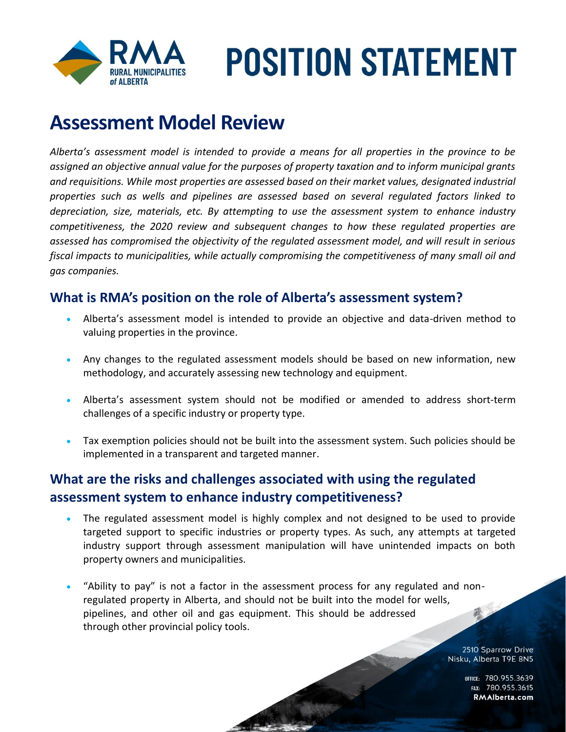# POSITION STATEMENT

## Assessment Model Review

*Alberta's assessment model is intended to provide a means for all properties in the province to be assigned an objective annual value for the purposes of property taxation and to inform municipal grants and requisitions. While most properties are assessed based on their market values, designated industrial properties such as wells and pipelines are assessed based on several regulated factors linked to depreciation, size, materials, etc. By attempting to use the assessment system to enhance industry competitiveness, the 2020 review and subsequent changes to how these regulated properties are assessed has compromised the objectivity of the regulated assessment model, and will result in serious fiscal impacts to municipalities, while actually compromising the competitiveness of many small oil and gas companies.*

### What is RMA's position on the role of Alberta's assessment system?

- Alberta's assessment model is intended to provide an objective and data-driven method to valuing properties in the province.
- Any changes to the regulated assessment models should be based on new information, new methodology, and accurately assessing new technology and equipment.
- Alberta's assessment system should not be modified or amended to address short-term challenges of a specific industry or property type.
- Tax exemption policies should not be built into the assessment system. Such policies should be implemented in a transparent and targeted manner.

### What are the risks and challenges associated with using the regulated assessment system to enhance industry competitiveness?

- The regulated assessment model is highly complex and not designed to be used to provide targeted support to specific industries or property types. As such, any attempts at targeted industry support through assessment manipulation will have unintended impacts on both property owners and municipalities.
- "Ability to pay" is not a factor in the assessment process for any regulated and non-regulated property in Alberta, and should not be built into the model for wells, pipelines, and other oil and gas equipment. This should be addressed through other provincial policy tools.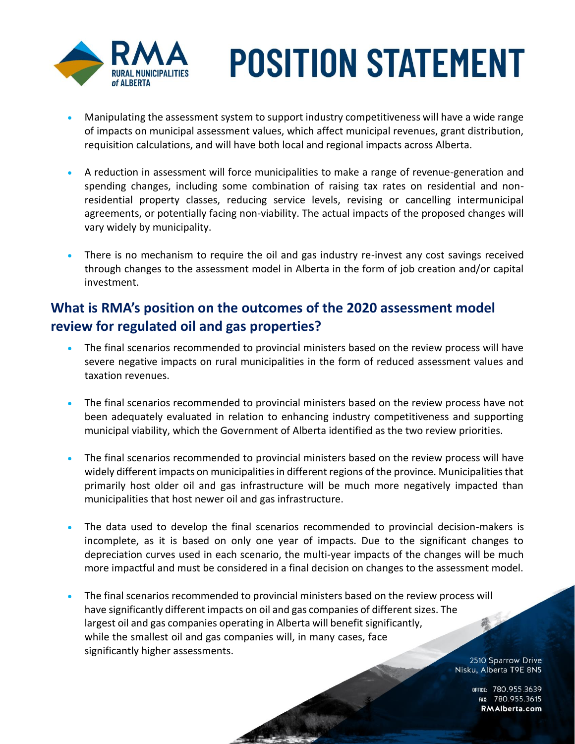- Manipulating the assessment system to support industry competitiveness will have a wide range of impacts on municipal assessment values, which affect municipal revenues, grant distribution, requisition calculations, and will have both local and regional impacts across Alberta.

- A reduction in assessment will force municipalities to make a range of revenue-generation and spending changes, including some combination of raising tax rates on residential and non-residential property classes, reducing service levels, revising or cancelling intermunicipal agreements, or potentially facing non-viability. The actual impacts of the proposed changes will vary widely by municipality.

- There is no mechanism to require the oil and gas industry re-invest any cost savings received through changes to the assessment model in Alberta in the form of job creation and/or capital investment.

## What is RMA's position on the outcomes of the 2020 assessment model review for regulated oil and gas properties?

- The final scenarios recommended to provincial ministers based on the review process will have severe negative impacts on rural municipalities in the form of reduced assessment values and taxation revenues.

- The final scenarios recommended to provincial ministers based on the review process have not been adequately evaluated in relation to enhancing industry competitiveness and supporting municipal viability, which the Government of Alberta identified as the two review priorities.

- The final scenarios recommended to provincial ministers based on the review process will have widely different impacts on municipalities in different regions of the province. Municipalities that primarily host older oil and gas infrastructure will be much more negatively impacted than municipalities that host newer oil and gas infrastructure.

- The data used to develop the final scenarios recommended to provincial decision-makers is incomplete, as it is based on only one year of impacts. Due to the significant changes to depreciation curves used in each scenario, the multi-year impacts of the changes will be much more impactful and must be considered in a final decision on changes to the assessment model.

- The final scenarios recommended to provincial ministers based on the review process will have significantly different impacts on oil and gas companies of different sizes. The largest oil and gas companies operating in Alberta will benefit significantly, while the smallest oil and gas companies will, in many cases, face significantly higher assessments.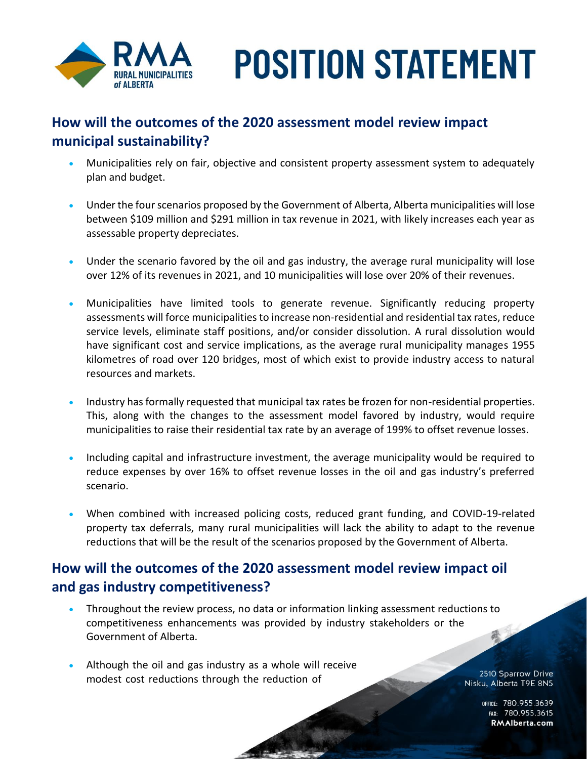# POSITION STATEMENT

## How will the outcomes of the 2020 assessment model review impact municipal sustainability?

- Municipalities rely on fair, objective and consistent property assessment system to adequately plan and budget.
- Under the four scenarios proposed by the Government of Alberta, Alberta municipalities will lose between \$109 million and \$291 million in tax revenue in 2021, with likely increases each year as assessable property depreciates.
- Under the scenario favored by the oil and gas industry, the average rural municipality will lose over 12% of its revenues in 2021, and 10 municipalities will lose over 20% of their revenues.
- Municipalities have limited tools to generate revenue. Significantly reducing property assessments will force municipalities to increase non-residential and residential tax rates, reduce service levels, eliminate staff positions, and/or consider dissolution. A rural dissolution would have significant cost and service implications, as the average rural municipality manages 1955 kilometres of road over 120 bridges, most of which exist to provide industry access to natural resources and markets.
- Industry has formally requested that municipal tax rates be frozen for non-residential properties. This, along with the changes to the assessment model favored by industry, would require municipalities to raise their residential tax rate by an average of 199% to offset revenue losses.
- Including capital and infrastructure investment, the average municipality would be required to reduce expenses by over 16% to offset revenue losses in the oil and gas industry's preferred scenario.
- When combined with increased policing costs, reduced grant funding, and COVID-19-related property tax deferrals, many rural municipalities will lack the ability to adapt to the revenue reductions that will be the result of the scenarios proposed by the Government of Alberta.

## How will the outcomes of the 2020 assessment model review impact oil and gas industry competitiveness?

- Throughout the review process, no data or information linking assessment reductions to competitiveness enhancements was provided by industry stakeholders or the Government of Alberta.
- Although the oil and gas industry as a whole will receive modest cost reductions through the reduction of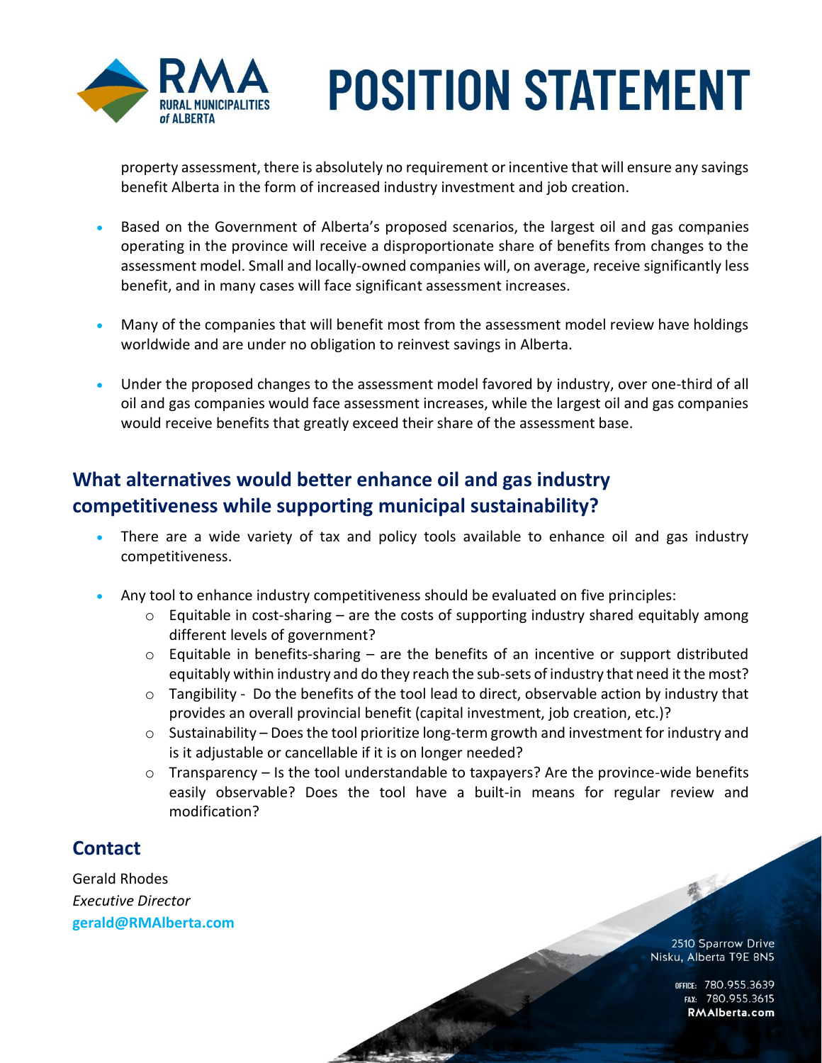property assessment, there is absolutely no requirement or incentive that will ensure any savings benefit Alberta in the form of increased industry investment and job creation.

- Based on the Government of Alberta's proposed scenarios, the largest oil and gas companies operating in the province will receive a disproportionate share of benefits from changes to the assessment model. Small and locally-owned companies will, on average, receive significantly less benefit, and in many cases will face significant assessment increases.

- Many of the companies that will benefit most from the assessment model review have holdings worldwide and are under no obligation to reinvest savings in Alberta.

- Under the proposed changes to the assessment model favored by industry, over one-third of all oil and gas companies would face assessment increases, while the largest oil and gas companies would receive benefits that greatly exceed their share of the assessment base.

## What alternatives would better enhance oil and gas industry competitiveness while supporting municipal sustainability?

- There are a wide variety of tax and policy tools available to enhance oil and gas industry competitiveness.

- Any tool to enhance industry competitiveness should be evaluated on five principles:
  - Equitable in cost-sharing – are the costs of supporting industry shared equitably among different levels of government?
  - Equitable in benefits-sharing – are the benefits of an incentive or support distributed equitably within industry and do they reach the sub-sets of industry that need it the most?
  - Tangibility - Do the benefits of the tool lead to direct, observable action by industry that provides an overall provincial benefit (capital investment, job creation, etc.)?
  - Sustainability – Does the tool prioritize long-term growth and investment for industry and is it adjustable or cancellable if it is on longer needed?
  - Transparency – Is the tool understandable to taxpayers? Are the province-wide benefits easily observable? Does the tool have a built-in means for regular review and modification?

## Contact

Gerald Rhodes
*Executive Director*
**gerald@RMAlberta.com**

2510 Sparrow Drive
Nisku, Alberta T9E 8N5

OFFICE: 780.955.3639
FAX: 780.955.3615
**RMAlberta.com**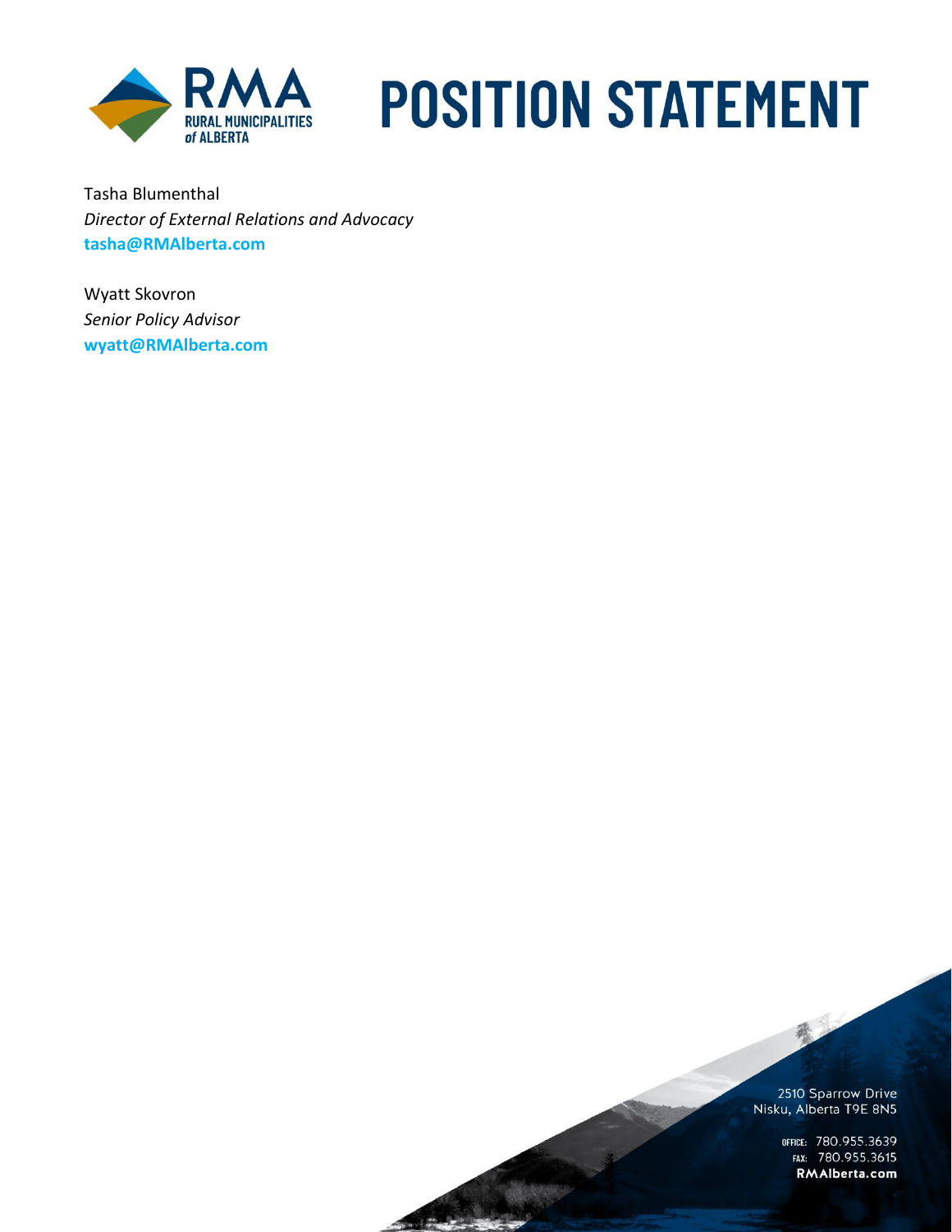# POSITION STATEMENT

Tasha Blumenthal
*Director of External Relations and Advocacy*
**tasha@RMAlberta.com**

Wyatt Skovron
*Senior Policy Advisor*
**wyatt@RMAlberta.com**

2510 Sparrow Drive
Nisku, Alberta T9E 8N5

OFFICE: 780.955.3639
FAX: 780.955.3615
**RMAlberta.com**